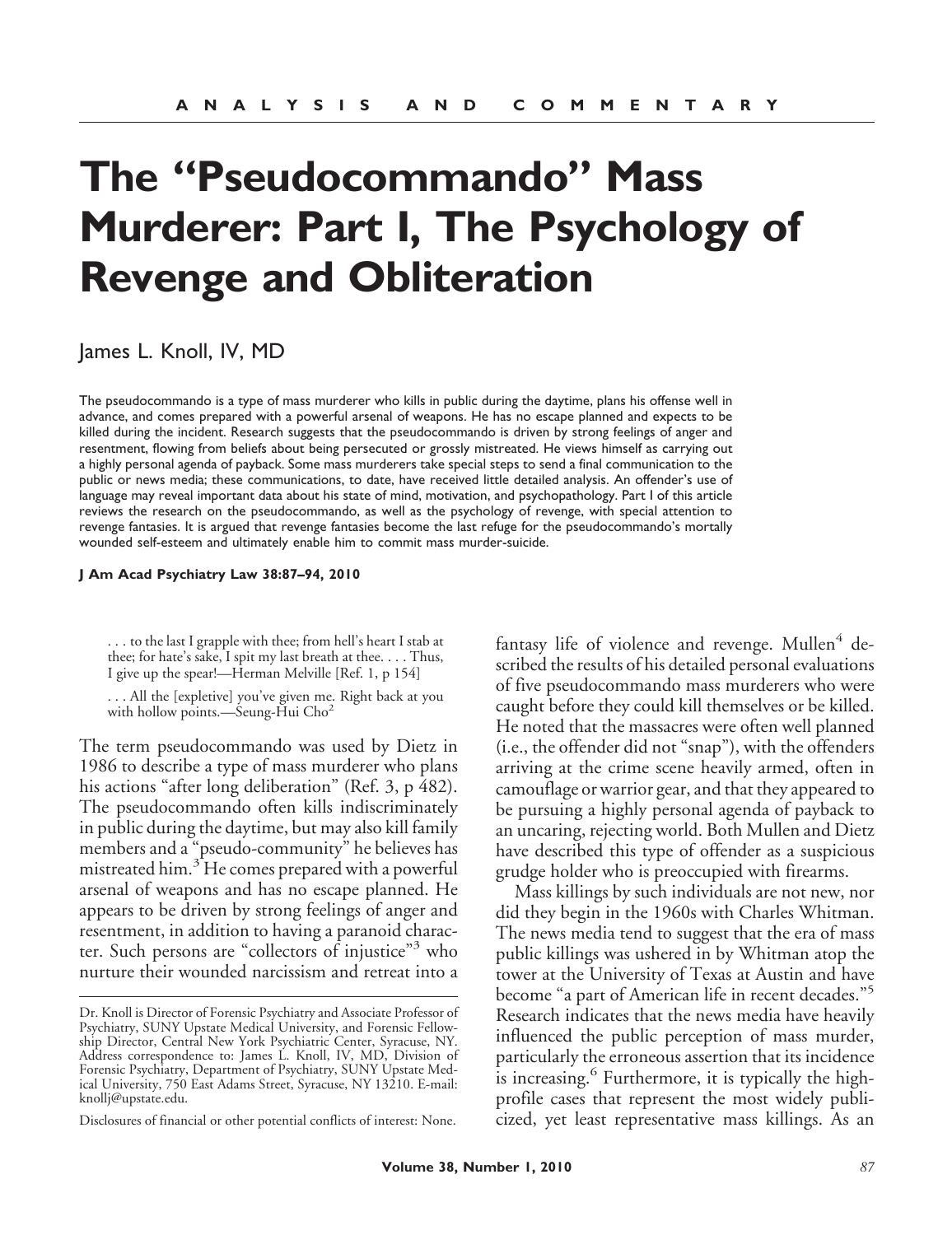ANALYSIS AND COMMENTARY

# The "Pseudocommando" Mass Murderer: Part I, The Psychology of Revenge and Obliteration

James L. Knoll, IV, MD

The pseudocommando is a type of mass murderer who kills in public during the daytime, plans his offense well in advance, and comes prepared with a powerful arsenal of weapons. He has no escape planned and expects to be killed during the incident. Research suggests that the pseudocommando is driven by strong feelings of anger and resentment, flowing from beliefs about being persecuted or grossly mistreated. He views himself as carrying out a highly personal agenda of payback. Some mass murderers take special steps to send a final communication to the public or news media; these communications, to date, have received little detailed analysis. An offender's use of language may reveal important data about his state of mind, motivation, and psychopathology. Part I of this article reviews the research on the pseudocommando, as well as the psychology of revenge, with special attention to revenge fantasies. It is argued that revenge fantasies become the last refuge for the pseudocommando's mortally wounded self-esteem and ultimately enable him to commit mass murder-suicide.

**J Am Acad Psychiatry Law 38:87–94, 2010**

> . . . to the last I grapple with thee; from hell's heart I stab at thee; for hate's sake, I spit my last breath at thee. . . . Thus, I give up the spear!—Herman Melville [Ref. 1, p 154]
>
> . . . All the [expletive] you've given me. Right back at you with hollow points.—Seung-Hui Cho[2]

The term pseudocommando was used by Dietz in 1986 to describe a type of mass murderer who plans his actions "after long deliberation" (Ref. 3, p 482). The pseudocommando often kills indiscriminately in public during the daytime, but may also kill family members and a "pseudo-community" he believes has mistreated him.[3] He comes prepared with a powerful arsenal of weapons and has no escape planned. He appears to be driven by strong feelings of anger and resentment, in addition to having a paranoid character. Such persons are "collectors of injustice"[3] who nurture their wounded narcissism and retreat into a fantasy life of violence and revenge. Mullen[4] described the results of his detailed personal evaluations of five pseudocommando mass murderers who were caught before they could kill themselves or be killed. He noted that the massacres were often well planned (i.e., the offender did not "snap"), with the offenders arriving at the crime scene heavily armed, often in camouflage or warrior gear, and that they appeared to be pursuing a highly personal agenda of payback to an uncaring, rejecting world. Both Mullen and Dietz have described this type of offender as a suspicious grudge holder who is preoccupied with firearms.

Mass killings by such individuals are not new, nor did they begin in the 1960s with Charles Whitman. The news media tend to suggest that the era of mass public killings was ushered in by Whitman atop the tower at the University of Texas at Austin and have become "a part of American life in recent decades."[5] Research indicates that the news media have heavily influenced the public perception of mass murder, particularly the erroneous assertion that its incidence is increasing.[6] Furthermore, it is typically the high-profile cases that represent the most widely publicized, yet least representative mass killings. As an

Dr. Knoll is Director of Forensic Psychiatry and Associate Professor of Psychiatry, SUNY Upstate Medical University, and Forensic Fellowship Director, Central New York Psychiatric Center, Syracuse, NY. Address correspondence to: James L. Knoll, IV, MD, Division of Forensic Psychiatry, Department of Psychiatry, SUNY Upstate Medical University, 750 East Adams Street, Syracuse, NY 13210. E-mail: knollj@upstate.edu.

Disclosures of financial or other potential conflicts of interest: None.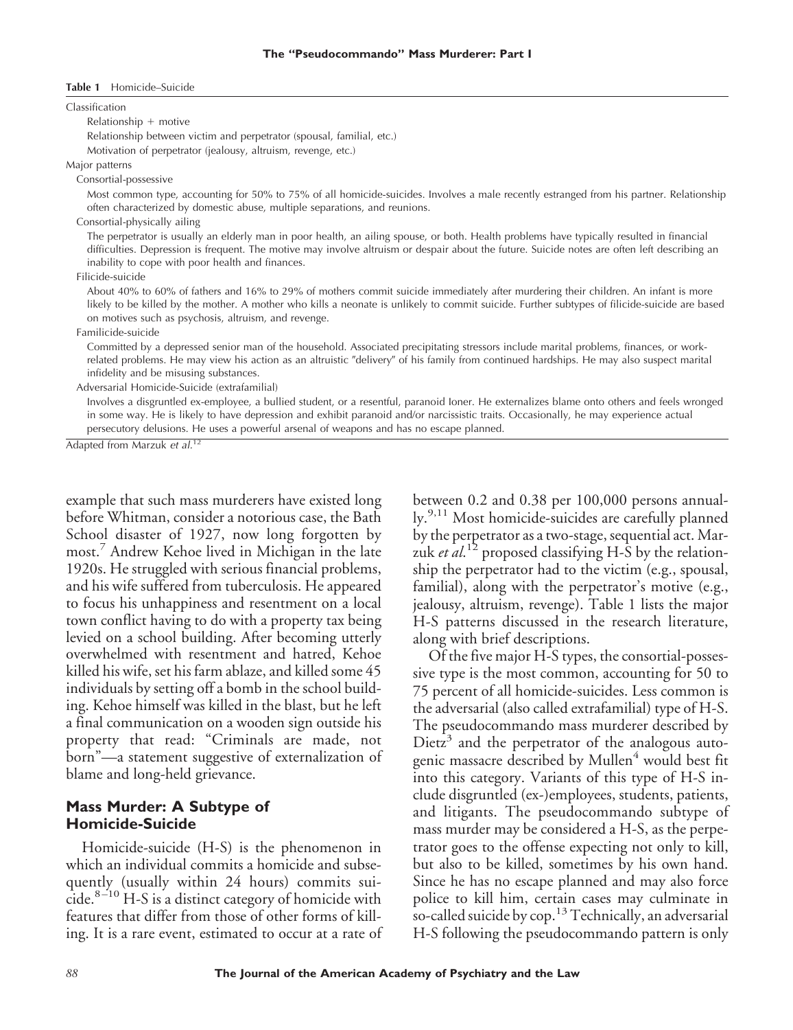**Table 1** Homicide–Suicide

| | |
|---|---|
| Classification | |
| Relationship + motive | |
| Relationship between victim and perpetrator (spousal, familial, etc.) | |
| Motivation of perpetrator (jealousy, altruism, revenge, etc.) | |
| Major patterns | |
| Consortial-possessive | Most common type, accounting for 50% to 75% of all homicide-suicides. Involves a male recently estranged from his partner. Relationship often characterized by domestic abuse, multiple separations, and reunions. |
| Consortial-physically ailing | The perpetrator is usually an elderly man in poor health, an ailing spouse, or both. Health problems have typically resulted in financial difficulties. Depression is frequent. The motive may involve altruism or despair about the future. Suicide notes are often left describing an inability to cope with poor health and finances. |
| Filicide-suicide | About 40% to 60% of fathers and 16% to 29% of mothers commit suicide immediately after murdering their children. An infant is more likely to be killed by the mother. A mother who kills a neonate is unlikely to commit suicide. Further subtypes of filicide-suicide are based on motives such as psychosis, altruism, and revenge. |
| Familicide-suicide | Committed by a depressed senior man of the household. Associated precipitating stressors include marital problems, finances, or work-related problems. He may view his action as an altruistic "delivery" of his family from continued hardships. He may also suspect marital infidelity and be misusing substances. |
| Adversarial Homicide-Suicide (extrafamilial) | Involves a disgruntled ex-employee, a bullied student, or a resentful, paranoid loner. He externalizes blame onto others and feels wronged in some way. He is likely to have depression and exhibit paranoid and/or narcissistic traits. Occasionally, he may experience actual persecutory delusions. He uses a powerful arsenal of weapons and has no escape planned. |

Adapted from Marzuk *et al.*[12]

example that such mass murderers have existed long before Whitman, consider a notorious case, the Bath School disaster of 1927, now long forgotten by most.[7] Andrew Kehoe lived in Michigan in the late 1920s. He struggled with serious financial problems, and his wife suffered from tuberculosis. He appeared to focus his unhappiness and resentment on a local town conflict having to do with a property tax being levied on a school building. After becoming utterly overwhelmed with resentment and hatred, Kehoe killed his wife, set his farm ablaze, and killed some 45 individuals by setting off a bomb in the school building. Kehoe himself was killed in the blast, but he left a final communication on a wooden sign outside his property that read: "Criminals are made, not born"—a statement suggestive of externalization of blame and long-held grievance.

## Mass Murder: A Subtype of Homicide-Suicide

Homicide-suicide (H-S) is the phenomenon in which an individual commits a homicide and subsequently (usually within 24 hours) commits suicide.[8–10] H-S is a distinct category of homicide with features that differ from those of other forms of killing. It is a rare event, estimated to occur at a rate of between 0.2 and 0.38 per 100,000 persons annually.[9,11] Most homicide-suicides are carefully planned by the perpetrator as a two-stage, sequential act. Marzuk *et al.*[12] proposed classifying H-S by the relationship the perpetrator had to the victim (e.g., spousal, familial), along with the perpetrator's motive (e.g., jealousy, altruism, revenge). Table 1 lists the major H-S patterns discussed in the research literature, along with brief descriptions.

Of the five major H-S types, the consortial-possessive type is the most common, accounting for 50 to 75 percent of all homicide-suicides. Less common is the adversarial (also called extrafamilial) type of H-S. The pseudocommando mass murderer described by Dietz[3] and the perpetrator of the analogous autogenic massacre described by Mullen[4] would best fit into this category. Variants of this type of H-S include disgruntled (ex-)employees, students, patients, and litigants. The pseudocommando subtype of mass murder may be considered a H-S, as the perpetrator goes to the offense expecting not only to kill, but also to be killed, sometimes by his own hand. Since he has no escape planned and may also force police to kill him, certain cases may culminate in so-called suicide by cop.[13] Technically, an adversarial H-S following the pseudocommando pattern is only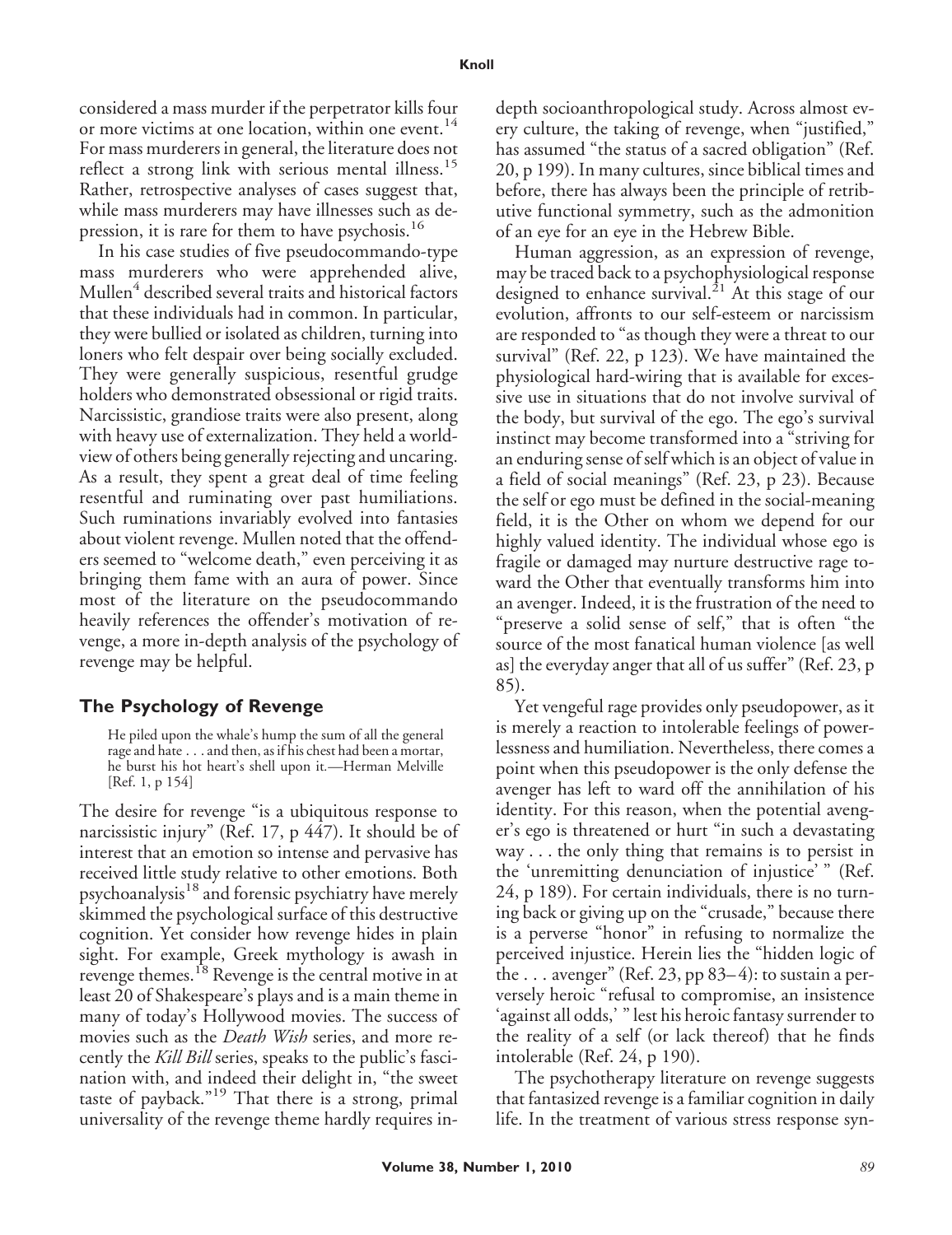considered a mass murder if the perpetrator kills four or more victims at one location, within one event.[14] For mass murderers in general, the literature does not reflect a strong link with serious mental illness.[15] Rather, retrospective analyses of cases suggest that, while mass murderers may have illnesses such as depression, it is rare for them to have psychosis.[16]

In his case studies of five pseudocommando-type mass murderers who were apprehended alive, Mullen[4] described several traits and historical factors that these individuals had in common. In particular, they were bullied or isolated as children, turning into loners who felt despair over being socially excluded. They were generally suspicious, resentful grudge holders who demonstrated obsessional or rigid traits. Narcissistic, grandiose traits were also present, along with heavy use of externalization. They held a worldview of others being generally rejecting and uncaring. As a result, they spent a great deal of time feeling resentful and ruminating over past humiliations. Such ruminations invariably evolved into fantasies about violent revenge. Mullen noted that the offenders seemed to "welcome death," even perceiving it as bringing them fame with an aura of power. Since most of the literature on the pseudocommando heavily references the offender's motivation of revenge, a more in-depth analysis of the psychology of revenge may be helpful.

## The Psychology of Revenge

> He piled upon the whale's hump the sum of all the general rage and hate . . . and then, as if his chest had been a mortar, he burst his hot heart's shell upon it.—Herman Melville [Ref. 1, p 154]

The desire for revenge "is a ubiquitous response to narcissistic injury" (Ref. 17, p 447). It should be of interest that an emotion so intense and pervasive has received little study relative to other emotions. Both psychoanalysis[18] and forensic psychiatry have merely skimmed the psychological surface of this destructive cognition. Yet consider how revenge hides in plain sight. For example, Greek mythology is awash in revenge themes.[18] Revenge is the central motive in at least 20 of Shakespeare's plays and is a main theme in many of today's Hollywood movies. The success of movies such as the *Death Wish* series, and more recently the *Kill Bill* series, speaks to the public's fascination with, and indeed their delight in, "the sweet taste of payback."[19] That there is a strong, primal universality of the revenge theme hardly requires in-depth socioanthropological study. Across almost every culture, the taking of revenge, when "justified," has assumed "the status of a sacred obligation" (Ref. 20, p 199). In many cultures, since biblical times and before, there has always been the principle of retributive functional symmetry, such as the admonition of an eye for an eye in the Hebrew Bible.

Human aggression, as an expression of revenge, may be traced back to a psychophysiological response designed to enhance survival.[21] At this stage of our evolution, affronts to our self-esteem or narcissism are responded to "as though they were a threat to our survival" (Ref. 22, p 123). We have maintained the physiological hard-wiring that is available for excessive use in situations that do not involve survival of the body, but survival of the ego. The ego's survival instinct may become transformed into a "striving for an enduring sense of self which is an object of value in a field of social meanings" (Ref. 23, p 23). Because the self or ego must be defined in the social-meaning field, it is the Other on whom we depend for our highly valued identity. The individual whose ego is fragile or damaged may nurture destructive rage toward the Other that eventually transforms him into an avenger. Indeed, it is the frustration of the need to "preserve a solid sense of self," that is often "the source of the most fanatical human violence [as well as] the everyday anger that all of us suffer" (Ref. 23, p 85).

Yet vengeful rage provides only pseudopower, as it is merely a reaction to intolerable feelings of powerlessness and humiliation. Nevertheless, there comes a point when this pseudopower is the only defense the avenger has left to ward off the annihilation of his identity. For this reason, when the potential avenger's ego is threatened or hurt "in such a devastating way . . . the only thing that remains is to persist in the 'unremitting denunciation of injustice' " (Ref. 24, p 189). For certain individuals, there is no turning back or giving up on the "crusade," because there is a perverse "honor" in refusing to normalize the perceived injustice. Herein lies the "hidden logic of the . . . avenger" (Ref. 23, pp 83–4): to sustain a perversely heroic "refusal to compromise, an insistence 'against all odds,' " lest his heroic fantasy surrender to the reality of a self (or lack thereof) that he finds intolerable (Ref. 24, p 190).

The psychotherapy literature on revenge suggests that fantasized revenge is a familiar cognition in daily life. In the treatment of various stress response syn-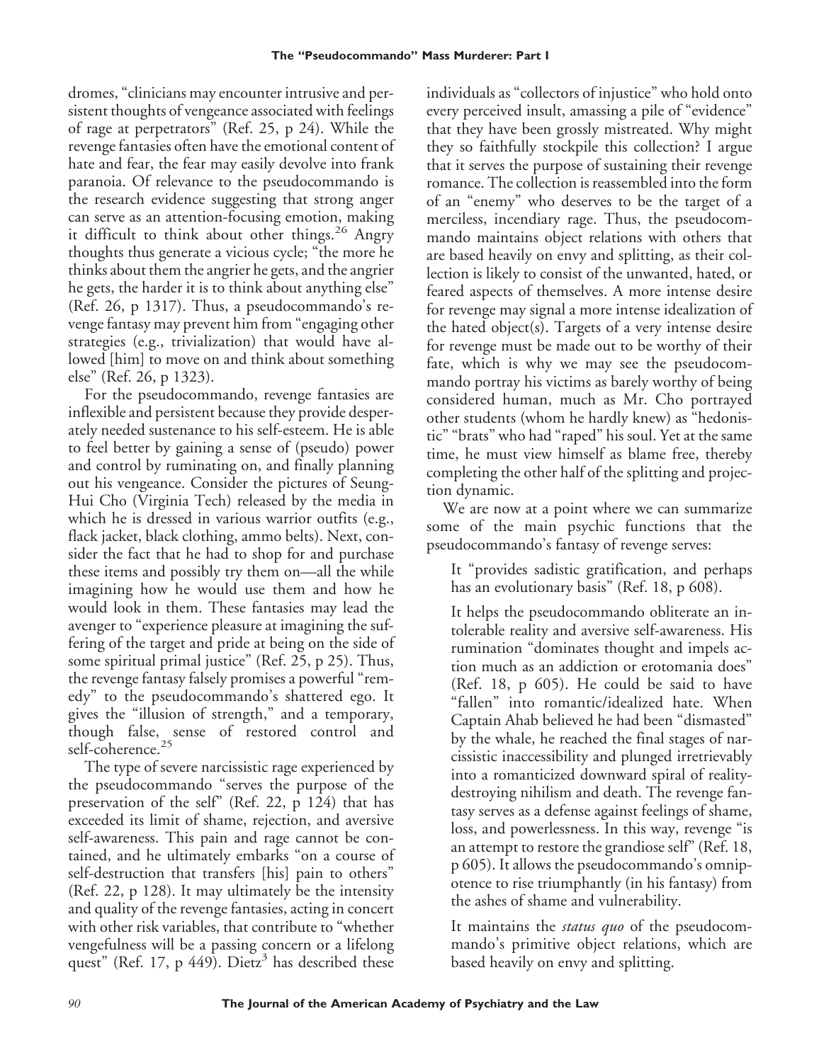dromes, "clinicians may encounter intrusive and persistent thoughts of vengeance associated with feelings of rage at perpetrators" (Ref. 25, p 24). While the revenge fantasies often have the emotional content of hate and fear, the fear may easily devolve into frank paranoia. Of relevance to the pseudocommando is the research evidence suggesting that strong anger can serve as an attention-focusing emotion, making it difficult to think about other things.[26] Angry thoughts thus generate a vicious cycle; "the more he thinks about them the angrier he gets, and the angrier he gets, the harder it is to think about anything else" (Ref. 26, p 1317). Thus, a pseudocommando's revenge fantasy may prevent him from "engaging other strategies (e.g., trivialization) that would have allowed [him] to move on and think about something else" (Ref. 26, p 1323).

For the pseudocommando, revenge fantasies are inflexible and persistent because they provide desperately needed sustenance to his self-esteem. He is able to feel better by gaining a sense of (pseudo) power and control by ruminating on, and finally planning out his vengeance. Consider the pictures of Seung-Hui Cho (Virginia Tech) released by the media in which he is dressed in various warrior outfits (e.g., flack jacket, black clothing, ammo belts). Next, consider the fact that he had to shop for and purchase these items and possibly try them on—all the while imagining how he would use them and how he would look in them. These fantasies may lead the avenger to "experience pleasure at imagining the suffering of the target and pride at being on the side of some spiritual primal justice" (Ref. 25, p 25). Thus, the revenge fantasy falsely promises a powerful "remedy" to the pseudocommando's shattered ego. It gives the "illusion of strength," and a temporary, though false, sense of restored control and self-coherence.[25]

The type of severe narcissistic rage experienced by the pseudocommando "serves the purpose of the preservation of the self" (Ref. 22, p 124) that has exceeded its limit of shame, rejection, and aversive self-awareness. This pain and rage cannot be contained, and he ultimately embarks "on a course of self-destruction that transfers [his] pain to others" (Ref. 22, p 128). It may ultimately be the intensity and quality of the revenge fantasies, acting in concert with other risk variables, that contribute to "whether vengefulness will be a passing concern or a lifelong quest" (Ref. 17, p 449). Dietz[3] has described these individuals as "collectors of injustice" who hold onto every perceived insult, amassing a pile of "evidence" that they have been grossly mistreated. Why might they so faithfully stockpile this collection? I argue that it serves the purpose of sustaining their revenge romance. The collection is reassembled into the form of an "enemy" who deserves to be the target of a merciless, incendiary rage. Thus, the pseudocommando maintains object relations with others that are based heavily on envy and splitting, as their collection is likely to consist of the unwanted, hated, or feared aspects of themselves. A more intense desire for revenge may signal a more intense idealization of the hated object(s). Targets of a very intense desire for revenge must be made out to be worthy of their fate, which is why we may see the pseudocommando portray his victims as barely worthy of being considered human, much as Mr. Cho portrayed other students (whom he hardly knew) as "hedonistic" "brats" who had "raped" his soul. Yet at the same time, he must view himself as blame free, thereby completing the other half of the splitting and projection dynamic.

We are now at a point where we can summarize some of the main psychic functions that the pseudocommando's fantasy of revenge serves:

It "provides sadistic gratification, and perhaps has an evolutionary basis" (Ref. 18, p 608).

It helps the pseudocommando obliterate an intolerable reality and aversive self-awareness. His rumination "dominates thought and impels action much as an addiction or erotomania does" (Ref. 18, p 605). He could be said to have "fallen" into romantic/idealized hate. When Captain Ahab believed he had been "dismasted" by the whale, he reached the final stages of narcissistic inaccessibility and plunged irretrievably into a romanticized downward spiral of reality-destroying nihilism and death. The revenge fantasy serves as a defense against feelings of shame, loss, and powerlessness. In this way, revenge "is an attempt to restore the grandiose self" (Ref. 18, p 605). It allows the pseudocommando's omnipotence to rise triumphantly (in his fantasy) from the ashes of shame and vulnerability.

It maintains the *status quo* of the pseudocommando's primitive object relations, which are based heavily on envy and splitting.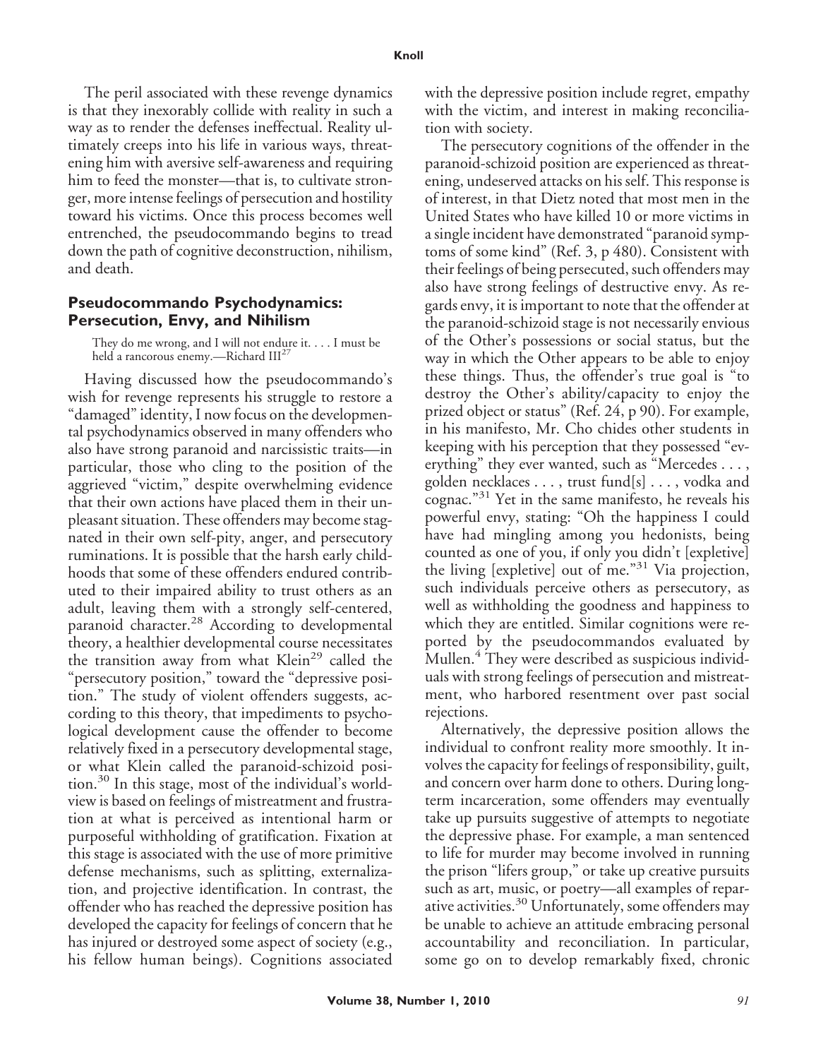The peril associated with these revenge dynamics is that they inexorably collide with reality in such a way as to render the defenses ineffectual. Reality ultimately creeps into his life in various ways, threatening him with aversive self-awareness and requiring him to feed the monster—that is, to cultivate stronger, more intense feelings of persecution and hostility toward his victims. Once this process becomes well entrenched, the pseudocommando begins to tread down the path of cognitive deconstruction, nihilism, and death.

## Pseudocommando Psychodynamics: Persecution, Envy, and Nihilism

> They do me wrong, and I will not endure it. . . . I must be held a rancorous enemy.—Richard III[27]

Having discussed how the pseudocommando's wish for revenge represents his struggle to restore a "damaged" identity, I now focus on the developmental psychodynamics observed in many offenders who also have strong paranoid and narcissistic traits—in particular, those who cling to the position of the aggrieved "victim," despite overwhelming evidence that their own actions have placed them in their unpleasant situation. These offenders may become stagnated in their own self-pity, anger, and persecutory ruminations. It is possible that the harsh early childhoods that some of these offenders endured contributed to their impaired ability to trust others as an adult, leaving them with a strongly self-centered, paranoid character.[28] According to developmental theory, a healthier developmental course necessitates the transition away from what Klein[29] called the "persecutory position," toward the "depressive position." The study of violent offenders suggests, according to this theory, that impediments to psychological development cause the offender to become relatively fixed in a persecutory developmental stage, or what Klein called the paranoid-schizoid position.[30] In this stage, most of the individual's worldview is based on feelings of mistreatment and frustration at what is perceived as intentional harm or purposeful withholding of gratification. Fixation at this stage is associated with the use of more primitive defense mechanisms, such as splitting, externalization, and projective identification. In contrast, the offender who has reached the depressive position has developed the capacity for feelings of concern that he has injured or destroyed some aspect of society (e.g., his fellow human beings). Cognitions associated with the depressive position include regret, empathy with the victim, and interest in making reconciliation with society.

The persecutory cognitions of the offender in the paranoid-schizoid position are experienced as threatening, undeserved attacks on his self. This response is of interest, in that Dietz noted that most men in the United States who have killed 10 or more victims in a single incident have demonstrated "paranoid symptoms of some kind" (Ref. 3, p 480). Consistent with their feelings of being persecuted, such offenders may also have strong feelings of destructive envy. As regards envy, it is important to note that the offender at the paranoid-schizoid stage is not necessarily envious of the Other's possessions or social status, but the way in which the Other appears to be able to enjoy these things. Thus, the offender's true goal is "to destroy the Other's ability/capacity to enjoy the prized object or status" (Ref. 24, p 90). For example, in his manifesto, Mr. Cho chides other students in keeping with his perception that they possessed "everything" they ever wanted, such as "Mercedes . . . , golden necklaces . . . , trust fund[s] . . . , vodka and cognac."[31] Yet in the same manifesto, he reveals his powerful envy, stating: "Oh the happiness I could have had mingling among you hedonists, being counted as one of you, if only you didn't [expletive] the living [expletive] out of me."[31] Via projection, such individuals perceive others as persecutory, as well as withholding the goodness and happiness to which they are entitled. Similar cognitions were reported by the pseudocommandos evaluated by Mullen.[4] They were described as suspicious individuals with strong feelings of persecution and mistreatment, who harbored resentment over past social rejections.

Alternatively, the depressive position allows the individual to confront reality more smoothly. It involves the capacity for feelings of responsibility, guilt, and concern over harm done to others. During long-term incarceration, some offenders may eventually take up pursuits suggestive of attempts to negotiate the depressive phase. For example, a man sentenced to life for murder may become involved in running the prison "lifers group," or take up creative pursuits such as art, music, or poetry—all examples of reparative activities.[30] Unfortunately, some offenders may be unable to achieve an attitude embracing personal accountability and reconciliation. In particular, some go on to develop remarkably fixed, chronic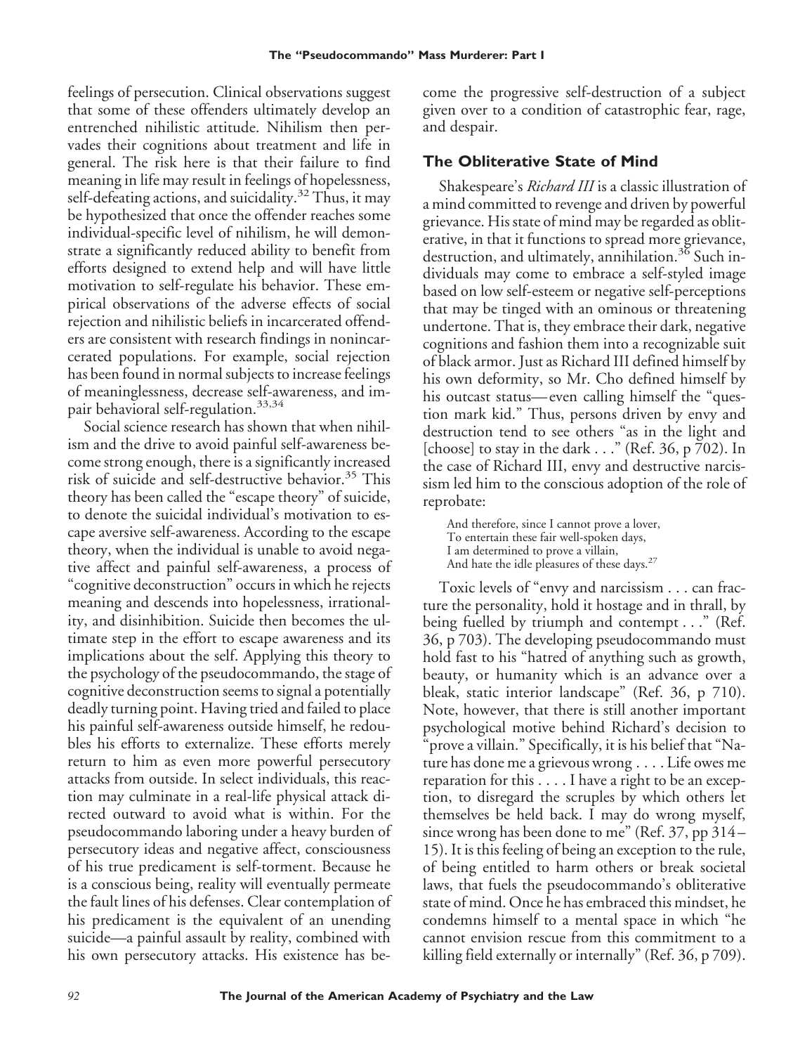feelings of persecution. Clinical observations suggest that some of these offenders ultimately develop an entrenched nihilistic attitude. Nihilism then pervades their cognitions about treatment and life in general. The risk here is that their failure to find meaning in life may result in feelings of hopelessness, self-defeating actions, and suicidality.[32] Thus, it may be hypothesized that once the offender reaches some individual-specific level of nihilism, he will demonstrate a significantly reduced ability to benefit from efforts designed to extend help and will have little motivation to self-regulate his behavior. These empirical observations of the adverse effects of social rejection and nihilistic beliefs in incarcerated offenders are consistent with research findings in nonincarcerated populations. For example, social rejection has been found in normal subjects to increase feelings of meaninglessness, decrease self-awareness, and impair behavioral self-regulation.[33,34]

Social science research has shown that when nihilism and the drive to avoid painful self-awareness become strong enough, there is a significantly increased risk of suicide and self-destructive behavior.[35] This theory has been called the "escape theory" of suicide, to denote the suicidal individual's motivation to escape aversive self-awareness. According to the escape theory, when the individual is unable to avoid negative affect and painful self-awareness, a process of "cognitive deconstruction" occurs in which he rejects meaning and descends into hopelessness, irrationality, and disinhibition. Suicide then becomes the ultimate step in the effort to escape awareness and its implications about the self. Applying this theory to the psychology of the pseudocommando, the stage of cognitive deconstruction seems to signal a potentially deadly turning point. Having tried and failed to place his painful self-awareness outside himself, he redoubles his efforts to externalize. These efforts merely return to him as even more powerful persecutory attacks from outside. In select individuals, this reaction may culminate in a real-life physical attack directed outward to avoid what is within. For the pseudocommando laboring under a heavy burden of persecutory ideas and negative affect, consciousness of his true predicament is self-torment. Because he is a conscious being, reality will eventually permeate the fault lines of his defenses. Clear contemplation of his predicament is the equivalent of an unending suicide—a painful assault by reality, combined with his own persecutory attacks. His existence has become the progressive self-destruction of a subject given over to a condition of catastrophic fear, rage, and despair.

## The Obliterative State of Mind

Shakespeare's *Richard III* is a classic illustration of a mind committed to revenge and driven by powerful grievance. His state of mind may be regarded as obliterative, in that it functions to spread more grievance, destruction, and ultimately, annihilation.[36] Such individuals may come to embrace a self-styled image based on low self-esteem or negative self-perceptions that may be tinged with an ominous or threatening undertone. That is, they embrace their dark, negative cognitions and fashion them into a recognizable suit of black armor. Just as Richard III defined himself by his own deformity, so Mr. Cho defined himself by his outcast status—even calling himself the "question mark kid." Thus, persons driven by envy and destruction tend to see others "as in the light and [choose] to stay in the dark . . ." (Ref. 36, p 702). In the case of Richard III, envy and destructive narcissism led him to the conscious adoption of the role of reprobate:

> And therefore, since I cannot prove a lover,
> To entertain these fair well-spoken days,
> I am determined to prove a villain,
> And hate the idle pleasures of these days.[27]

Toxic levels of "envy and narcissism . . . can fracture the personality, hold it hostage and in thrall, by being fuelled by triumph and contempt . . ." (Ref. 36, p 703). The developing pseudocommando must hold fast to his "hatred of anything such as growth, beauty, or humanity which is an advance over a bleak, static interior landscape" (Ref. 36, p 710). Note, however, that there is still another important psychological motive behind Richard's decision to "prove a villain." Specifically, it is his belief that "Nature has done me a grievous wrong . . . . Life owes me reparation for this . . . . I have a right to be an exception, to disregard the scruples by which others let themselves be held back. I may do wrong myself, since wrong has been done to me" (Ref. 37, pp 314–15). It is this feeling of being an exception to the rule, of being entitled to harm others or break societal laws, that fuels the pseudocommando's obliterative state of mind. Once he has embraced this mindset, he condemns himself to a mental space in which "he cannot envision rescue from this commitment to a killing field externally or internally" (Ref. 36, p 709).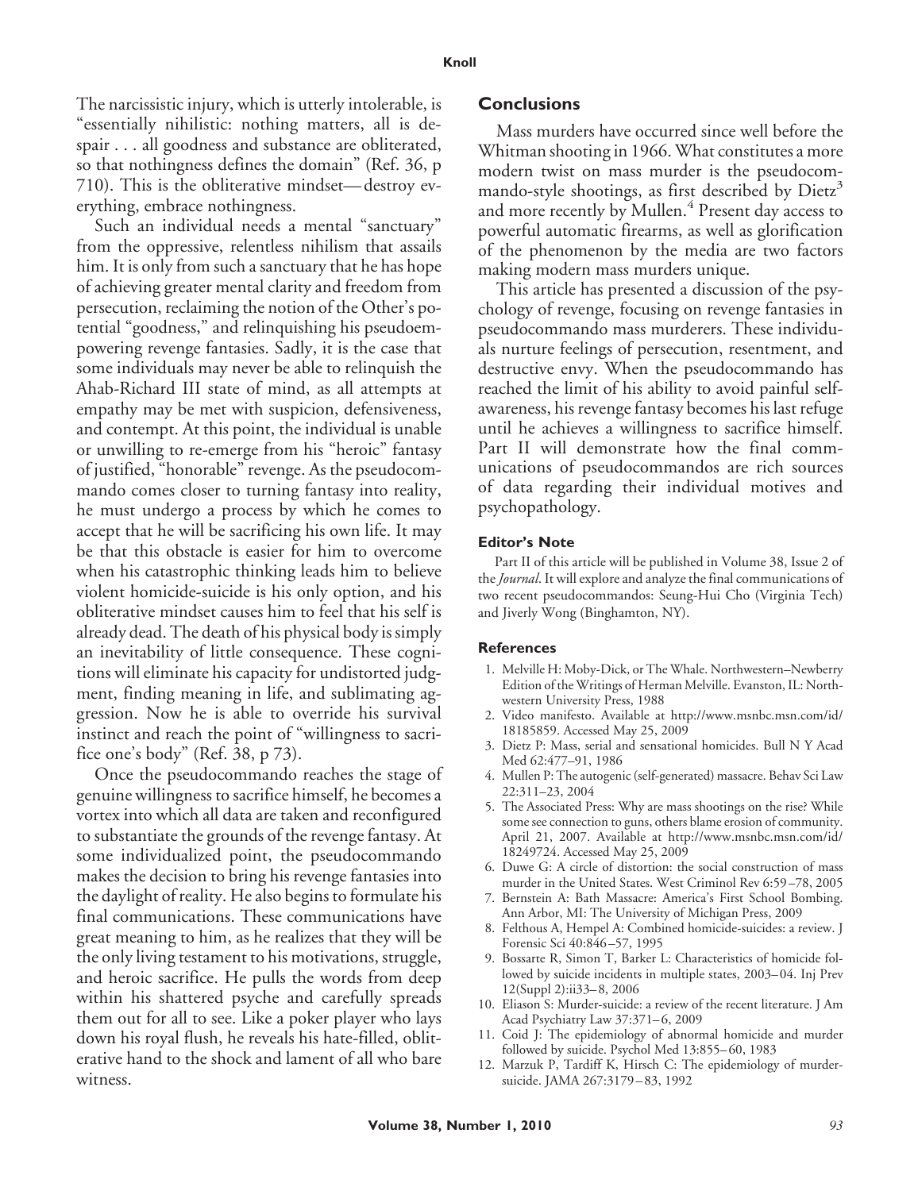The narcissistic injury, which is utterly intolerable, is "essentially nihilistic: nothing matters, all is despair . . . all goodness and substance are obliterated, so that nothingness defines the domain" (Ref. 36, p 710). This is the obliterative mindset—destroy everything, embrace nothingness.

Such an individual needs a mental "sanctuary" from the oppressive, relentless nihilism that assails him. It is only from such a sanctuary that he has hope of achieving greater mental clarity and freedom from persecution, reclaiming the notion of the Other's potential "goodness," and relinquishing his pseudoempowering revenge fantasies. Sadly, it is the case that some individuals may never be able to relinquish the Ahab-Richard III state of mind, as all attempts at empathy may be met with suspicion, defensiveness, and contempt. At this point, the individual is unable or unwilling to re-emerge from his "heroic" fantasy of justified, "honorable" revenge. As the pseudocommando comes closer to turning fantasy into reality, he must undergo a process by which he comes to accept that he will be sacrificing his own life. It may be that this obstacle is easier for him to overcome when his catastrophic thinking leads him to believe violent homicide-suicide is his only option, and his obliterative mindset causes him to feel that his self is already dead. The death of his physical body is simply an inevitability of little consequence. These cognitions will eliminate his capacity for undistorted judgment, finding meaning in life, and sublimating aggression. Now he is able to override his survival instinct and reach the point of "willingness to sacrifice one's body" (Ref. 38, p 73).

Once the pseudocommando reaches the stage of genuine willingness to sacrifice himself, he becomes a vortex into which all data are taken and reconfigured to substantiate the grounds of the revenge fantasy. At some individualized point, the pseudocommando makes the decision to bring his revenge fantasies into the daylight of reality. He also begins to formulate his final communications. These communications have great meaning to him, as he realizes that they will be the only living testament to his motivations, struggle, and heroic sacrifice. He pulls the words from deep within his shattered psyche and carefully spreads them out for all to see. Like a poker player who lays down his royal flush, he reveals his hate-filled, obliterative hand to the shock and lament of all who bare witness.

## Conclusions

Mass murders have occurred since well before the Whitman shooting in 1966. What constitutes a more modern twist on mass murder is the pseudocommando-style shootings, as first described by Dietz[3] and more recently by Mullen.[4] Present day access to powerful automatic firearms, as well as glorification of the phenomenon by the media are two factors making modern mass murders unique.

This article has presented a discussion of the psychology of revenge, focusing on revenge fantasies in pseudocommando mass murderers. These individuals nurture feelings of persecution, resentment, and destructive envy. When the pseudocommando has reached the limit of his ability to avoid painful self-awareness, his revenge fantasy becomes his last refuge until he achieves a willingness to sacrifice himself. Part II will demonstrate how the final communications of pseudocommandos are rich sources of data regarding their individual motives and psychopathology.

### Editor's Note

Part II of this article will be published in Volume 38, Issue 2 of the *Journal*. It will explore and analyze the final communications of two recent pseudocommandos: Seung-Hui Cho (Virginia Tech) and Jiverly Wong (Binghamton, NY).

### References

1. Melville H: Moby-Dick, or The Whale. Northwestern–Newberry Edition of the Writings of Herman Melville. Evanston, IL: Northwestern University Press, 1988
2. Video manifesto. Available at http://www.msnbc.msn.com/id/18185859. Accessed May 25, 2009
3. Dietz P: Mass, serial and sensational homicides. Bull N Y Acad Med 62:477–91, 1986
4. Mullen P: The autogenic (self-generated) massacre. Behav Sci Law 22:311–23, 2004
5. The Associated Press: Why are mass shootings on the rise? While some see connection to guns, others blame erosion of community. April 21, 2007. Available at http://www.msnbc.msn.com/id/18249724. Accessed May 25, 2009
6. Duwe G: A circle of distortion: the social construction of mass murder in the United States. West Criminol Rev 6:59–78, 2005
7. Bernstein A: Bath Massacre: America's First School Bombing. Ann Arbor, MI: The University of Michigan Press, 2009
8. Felthous A, Hempel A: Combined homicide-suicides: a review. J Forensic Sci 40:846–57, 1995
9. Bossarte R, Simon T, Barker L: Characteristics of homicide followed by suicide incidents in multiple states, 2003–04. Inj Prev 12(Suppl 2):ii33–8, 2006
10. Eliason S: Murder-suicide: a review of the recent literature. J Am Acad Psychiatry Law 37:371–6, 2009
11. Coid J: The epidemiology of abnormal homicide and murder followed by suicide. Psychol Med 13:855–60, 1983
12. Marzuk P, Tardiff K, Hirsch C: The epidemiology of murder-suicide. JAMA 267:3179–83, 1992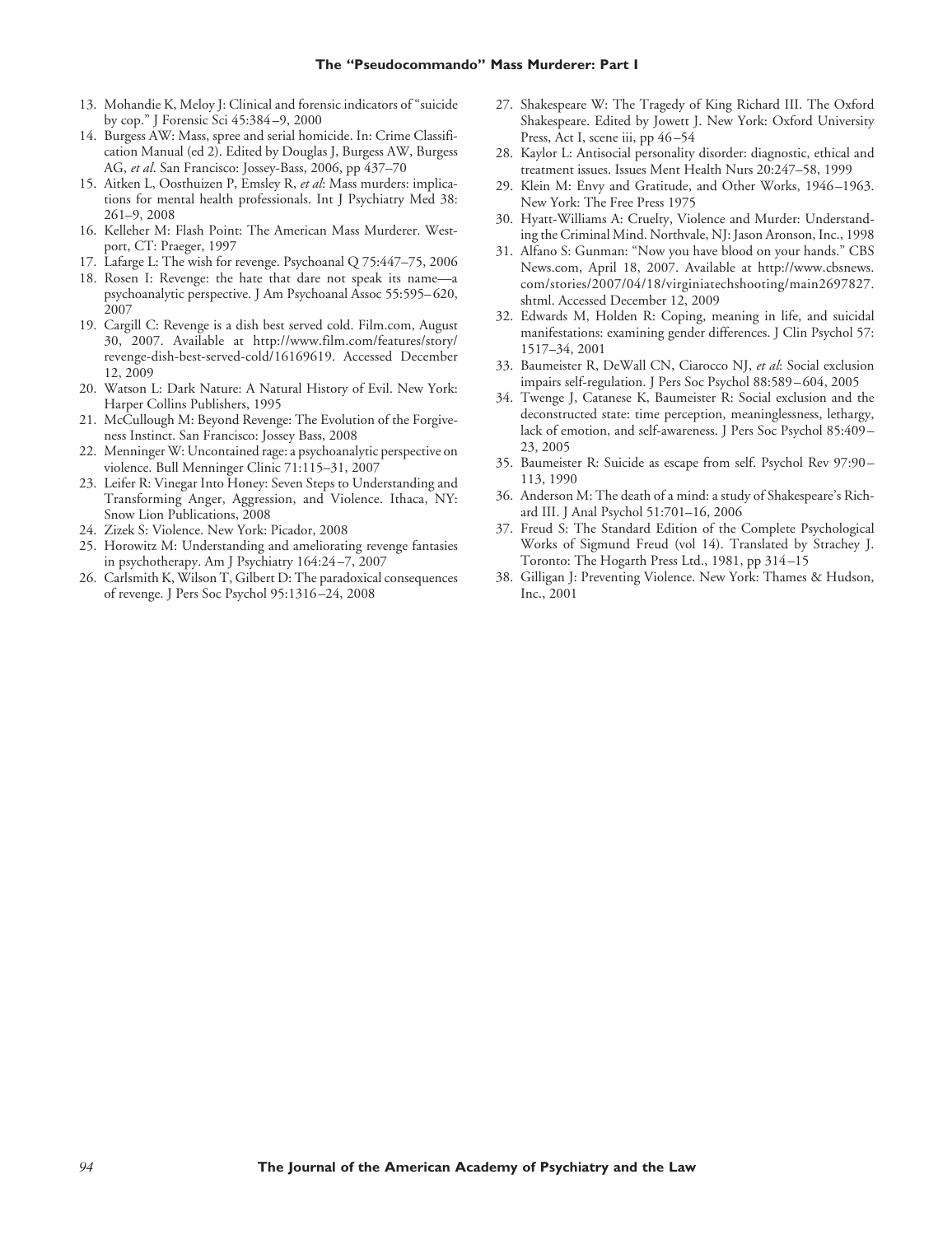13. Mohandie K, Meloy J: Clinical and forensic indicators of "suicide by cop." J Forensic Sci 45:384–9, 2000
14. Burgess AW: Mass, spree and serial homicide. In: Crime Classification Manual (ed 2). Edited by Douglas J, Burgess AW, Burgess AG, *et al*. San Francisco: Jossey-Bass, 2006, pp 437–70
15. Aitken L, Oosthuizen P, Emsley R, *et al*: Mass murders: implications for mental health professionals. Int J Psychiatry Med 38: 261–9, 2008
16. Kelleher M: Flash Point: The American Mass Murderer. Westport, CT: Praeger, 1997
17. Lafarge L: The wish for revenge. Psychoanal Q 75:447–75, 2006
18. Rosen I: Revenge: the hate that dare not speak its name—a psychoanalytic perspective. J Am Psychoanal Assoc 55:595–620, 2007
19. Cargill C: Revenge is a dish best served cold. Film.com, August 30, 2007. Available at http://www.film.com/features/story/revenge-dish-best-served-cold/16169619. Accessed December 12, 2009
20. Watson L: Dark Nature: A Natural History of Evil. New York: Harper Collins Publishers, 1995
21. McCullough M: Beyond Revenge: The Evolution of the Forgiveness Instinct. San Francisco: Jossey Bass, 2008
22. Menninger W: Uncontained rage: a psychoanalytic perspective on violence. Bull Menninger Clinic 71:115–31, 2007
23. Leifer R: Vinegar Into Honey: Seven Steps to Understanding and Transforming Anger, Aggression, and Violence. Ithaca, NY: Snow Lion Publications, 2008
24. Zizek S: Violence. New York: Picador, 2008
25. Horowitz M: Understanding and ameliorating revenge fantasies in psychotherapy. Am J Psychiatry 164:24–7, 2007
26. Carlsmith K, Wilson T, Gilbert D: The paradoxical consequences of revenge. J Pers Soc Psychol 95:1316–24, 2008
27. Shakespeare W: The Tragedy of King Richard III. The Oxford Shakespeare. Edited by Jowett J. New York: Oxford University Press, Act I, scene iii, pp 46–54
28. Kaylor L: Antisocial personality disorder: diagnostic, ethical and treatment issues. Issues Ment Health Nurs 20:247–58, 1999
29. Klein M: Envy and Gratitude, and Other Works, 1946–1963. New York: The Free Press 1975
30. Hyatt-Williams A: Cruelty, Violence and Murder: Understanding the Criminal Mind. Northvale, NJ: Jason Aronson, Inc., 1998
31. Alfano S: Gunman: "Now you have blood on your hands." CBS News.com, April 18, 2007. Available at http://www.cbsnews.com/stories/2007/04/18/virginiatechshooting/main2697827.shtml. Accessed December 12, 2009
32. Edwards M, Holden R: Coping, meaning in life, and suicidal manifestations: examining gender differences. J Clin Psychol 57: 1517–34, 2001
33. Baumeister R, DeWall CN, Ciarocco NJ, *et al*: Social exclusion impairs self-regulation. J Pers Soc Psychol 88:589–604, 2005
34. Twenge J, Catanese K, Baumeister R: Social exclusion and the deconstructed state: time perception, meaninglessness, lethargy, lack of emotion, and self-awareness. J Pers Soc Psychol 85:409–23, 2005
35. Baumeister R: Suicide as escape from self. Psychol Rev 97:90–113, 1990
36. Anderson M: The death of a mind: a study of Shakespeare's Richard III. J Anal Psychol 51:701–16, 2006
37. Freud S: The Standard Edition of the Complete Psychological Works of Sigmund Freud (vol 14). Translated by Strachey J. Toronto: The Hogarth Press Ltd., 1981, pp 314–15
38. Gilligan J: Preventing Violence. New York: Thames & Hudson, Inc., 2001